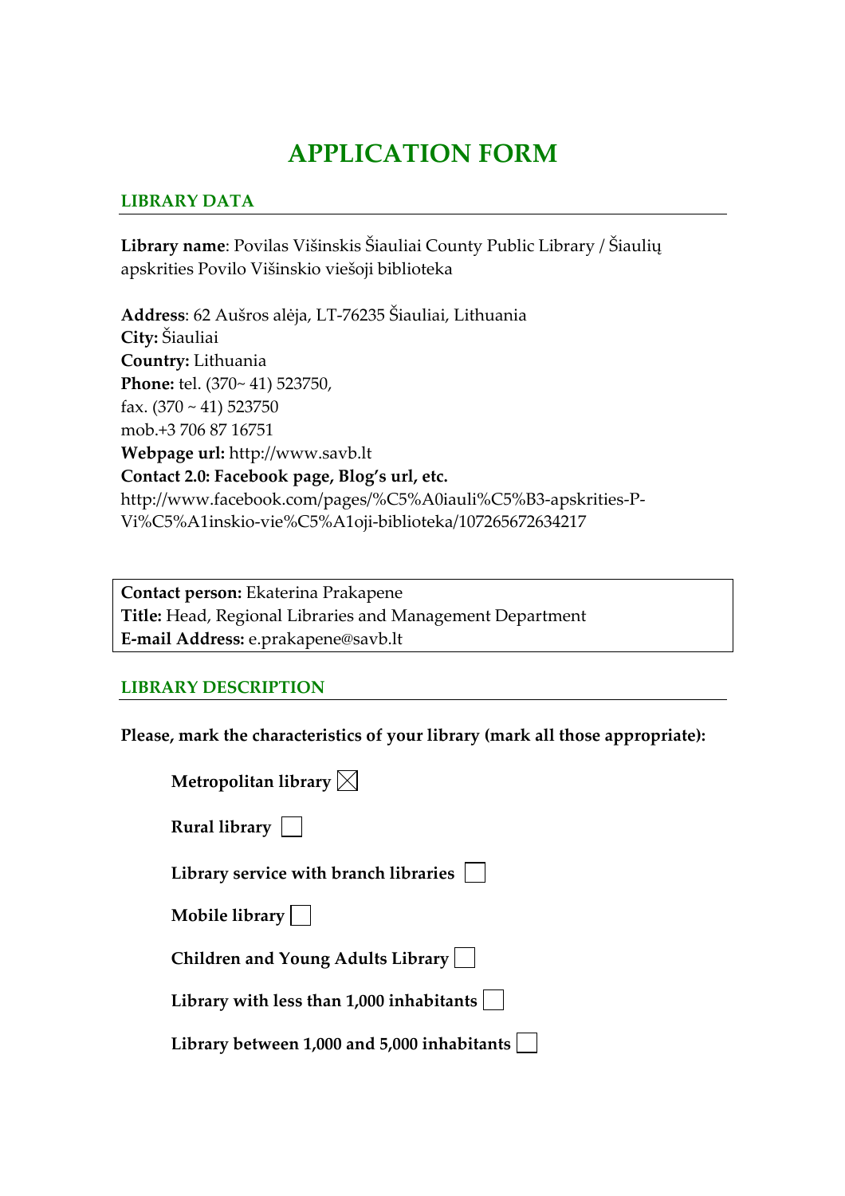# APPLICATION FORM

## LIBRARY DATA

**Library name**: Povilas Višinskis Šiauliai County Public Library / Šiaulių apskrities Povilo Višinskio viešoji biblioteka

**Address**: 62 Aušros alėja, LT-76235 Šiauliai, Lithuania
**City:** Šiauliai
**Country:** Lithuania
**Phone:** tel. (370~ 41) 523750,
fax. (370 ~ 41) 523750
mob.+3 706 87 16751
**Webpage url:** http://www.savb.lt
**Contact 2.0: Facebook page, Blog's url, etc.**
http://www.facebook.com/pages/%C5%A0iauli%C5%B3-apskrities-P-Vi%C5%A1inskio-vie%C5%A1oji-biblioteka/107265672634217

**Contact person:** Ekaterina Prakapene
**Title:** Head, Regional Libraries and Management Department
**E-mail Address:** e.prakapene@savb.lt

## LIBRARY DESCRIPTION

**Please, mark the characteristics of your library (mark all those appropriate):**

- **Metropolitan library** ☒
- **Rural library** ☐
- **Library service with branch libraries** ☐
- **Mobile library** ☐
- **Children and Young Adults Library** ☐
- **Library with less than 1,000 inhabitants** ☐
- **Library between 1,000 and 5,000 inhabitants** ☐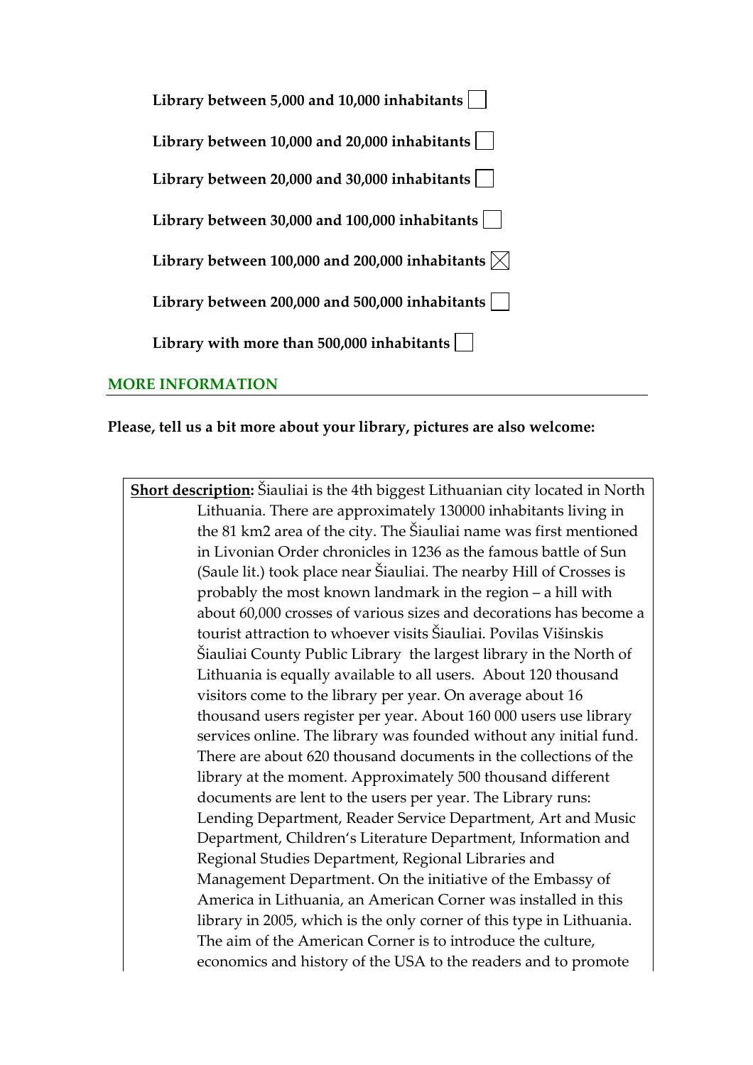**Library between 5,000 and 10,000 inhabitants** ☐

**Library between 10,000 and 20,000 inhabitants** ☐

**Library between 20,000 and 30,000 inhabitants** ☐

**Library between 30,000 and 100,000 inhabitants** ☐

**Library between 100,000 and 200,000 inhabitants** ☒

**Library between 200,000 and 500,000 inhabitants** ☐

**Library with more than 500,000 inhabitants** ☐

## MORE INFORMATION

**Please, tell us a bit more about your library, pictures are also welcome:**

**Short description:** Šiauliai is the 4th biggest Lithuanian city located in North Lithuania. There are approximately 130000 inhabitants living in the 81 km2 area of the city. The Šiauliai name was first mentioned in Livonian Order chronicles in 1236 as the famous battle of Sun (Saule lit.) took place near Šiauliai. The nearby Hill of Crosses is probably the most known landmark in the region – a hill with about 60,000 crosses of various sizes and decorations has become a tourist attraction to whoever visits Šiauliai. Povilas Višinskis Šiauliai County Public Library the largest library in the North of Lithuania is equally available to all users. About 120 thousand visitors come to the library per year. On average about 16 thousand users register per year. About 160 000 users use library services online. The library was founded without any initial fund. There are about 620 thousand documents in the collections of the library at the moment. Approximately 500 thousand different documents are lent to the users per year. The Library runs: Lending Department, Reader Service Department, Art and Music Department, Children's Literature Department, Information and Regional Studies Department, Regional Libraries and Management Department. On the initiative of the Embassy of America in Lithuania, an American Corner was installed in this library in 2005, which is the only corner of this type in Lithuania. The aim of the American Corner is to introduce the culture, economics and history of the USA to the readers and to promote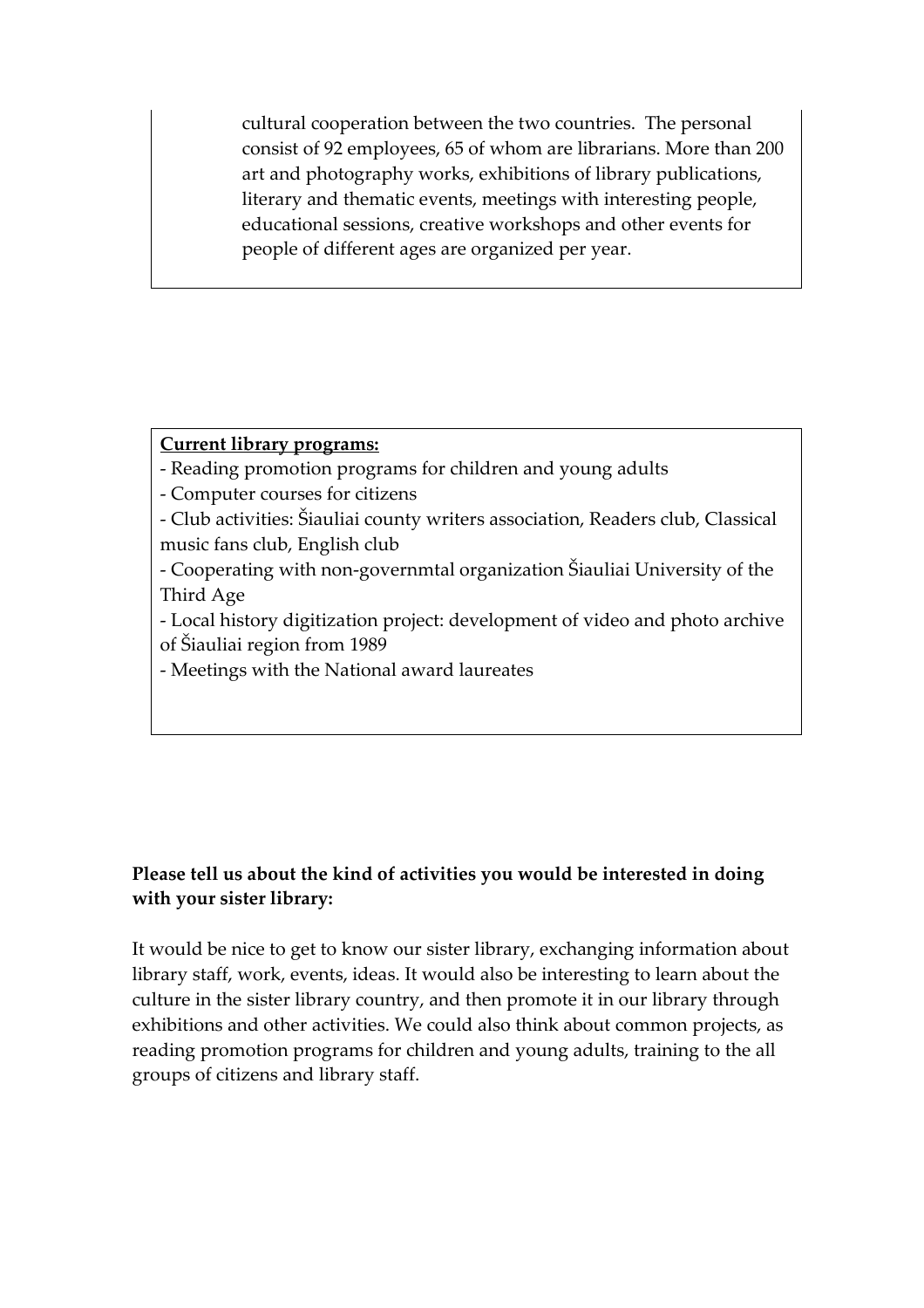cultural cooperation between the two countries. The personal consist of 92 employees, 65 of whom are librarians. More than 200 art and photography works, exhibitions of library publications, literary and thematic events, meetings with interesting people, educational sessions, creative workshops and other events for people of different ages are organized per year.

**Current library programs:**

- Reading promotion programs for children and young adults
- Computer courses for citizens
- Club activities: Šiauliai county writers association, Readers club, Classical music fans club, English club
- Cooperating with non-governmtal organization Šiauliai University of the Third Age
- Local history digitization project: development of video and photo archive of Šiauliai region from 1989
- Meetings with the National award laureates

**Please tell us about the kind of activities you would be interested in doing with your sister library:**

It would be nice to get to know our sister library, exchanging information about library staff, work, events, ideas. It would also be interesting to learn about the culture in the sister library country, and then promote it in our library through exhibitions and other activities. We could also think about common projects, as reading promotion programs for children and young adults, training to the all groups of citizens and library staff.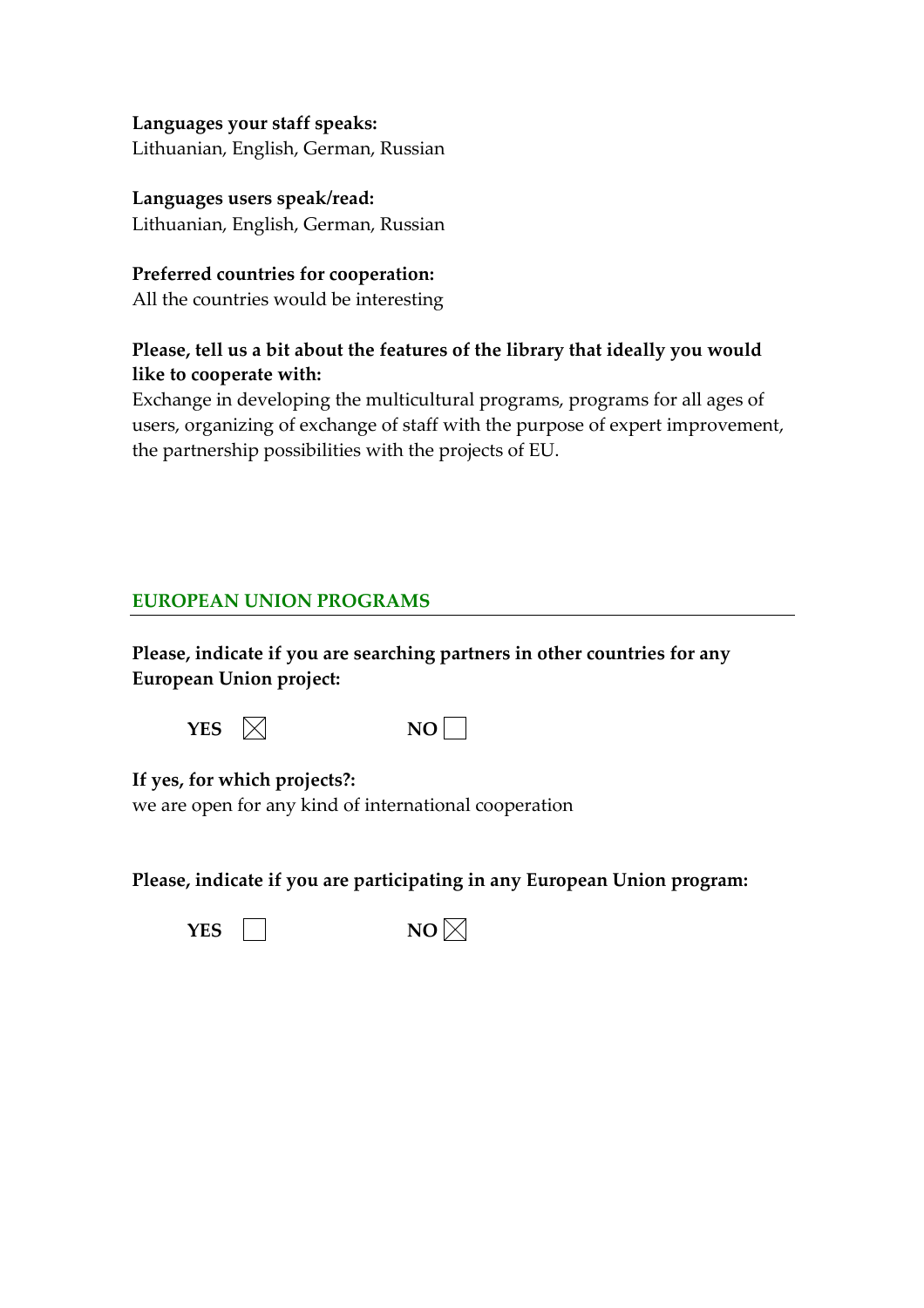**Languages your staff speaks:**
Lithuanian, English, German, Russian

**Languages users speak/read:**
Lithuanian, English, German, Russian

**Preferred countries for cooperation:**
All the countries would be interesting

**Please, tell us a bit about the features of the library that ideally you would like to cooperate with:**
Exchange in developing the multicultural programs, programs for all ages of users, organizing of exchange of staff with the purpose of expert improvement, the partnership possibilities with the projects of EU.

## EUROPEAN UNION PROGRAMS

**Please, indicate if you are searching partners in other countries for any European Union project:**

**YES** ☒ **NO** ☐

**If yes, for which projects?:**
we are open for any kind of international cooperation

**Please, indicate if you are participating in any European Union program:**

**YES** ☐ **NO** ☒